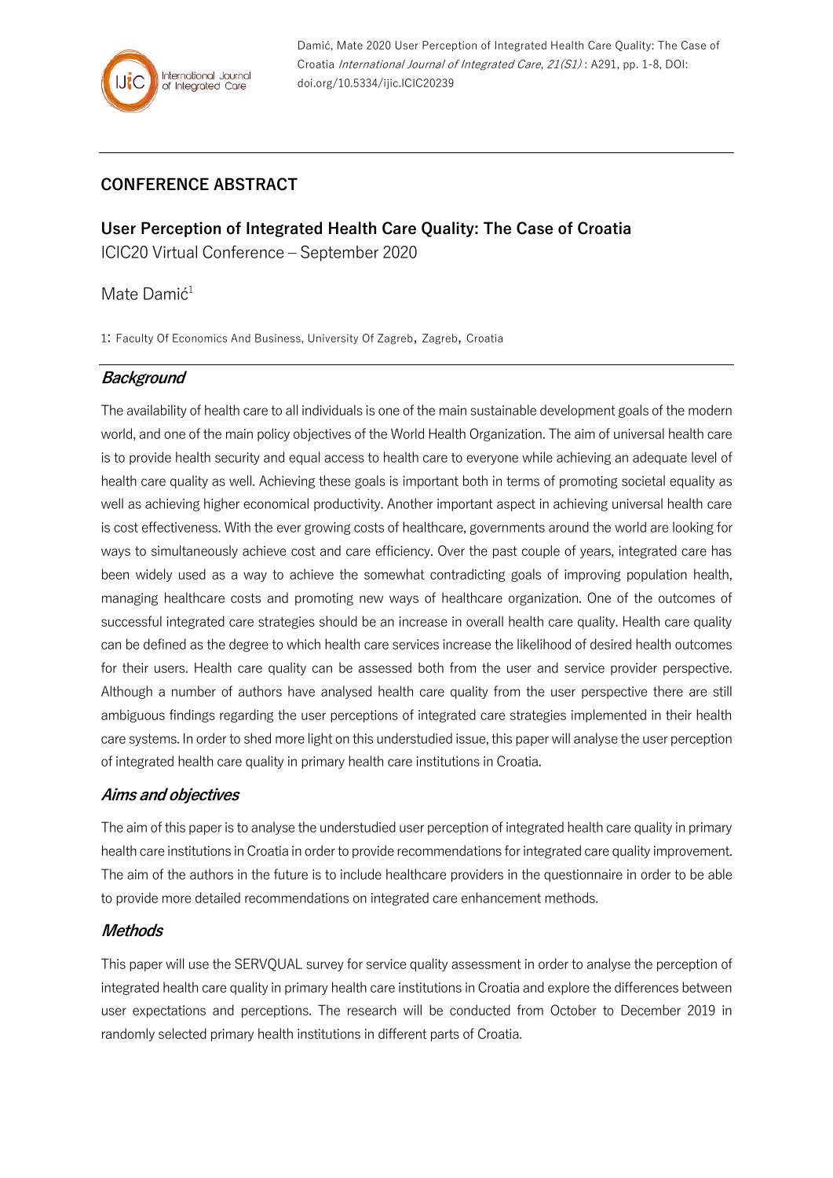Damić, Mate 2020 User Perception of Integrated Health Care Quality: The Case of Croatia *International Journal of Integrated Care, 21(S1)* : A291, pp. 1-8, DOI: doi.org/10.5334/ijic.ICIC20239

## CONFERENCE ABSTRACT

# User Perception of Integrated Health Care Quality: The Case of Croatia

ICIC20 Virtual Conference – September 2020

Mate Damić[1]

1: Faculty Of Economics And Business, University Of Zagreb, Zagreb, Croatia

## *Background*

The availability of health care to all individuals is one of the main sustainable development goals of the modern world, and one of the main policy objectives of the World Health Organization. The aim of universal health care is to provide health security and equal access to health care to everyone while achieving an adequate level of health care quality as well. Achieving these goals is important both in terms of promoting societal equality as well as achieving higher economical productivity. Another important aspect in achieving universal health care is cost effectiveness. With the ever growing costs of healthcare, governments around the world are looking for ways to simultaneously achieve cost and care efficiency. Over the past couple of years, integrated care has been widely used as a way to achieve the somewhat contradicting goals of improving population health, managing healthcare costs and promoting new ways of healthcare organization. One of the outcomes of successful integrated care strategies should be an increase in overall health care quality. Health care quality can be defined as the degree to which health care services increase the likelihood of desired health outcomes for their users. Health care quality can be assessed both from the user and service provider perspective. Although a number of authors have analysed health care quality from the user perspective there are still ambiguous findings regarding the user perceptions of integrated care strategies implemented in their health care systems. In order to shed more light on this understudied issue, this paper will analyse the user perception of integrated health care quality in primary health care institutions in Croatia.

## *Aims and objectives*

The aim of this paper is to analyse the understudied user perception of integrated health care quality in primary health care institutions in Croatia in order to provide recommendations for integrated care quality improvement. The aim of the authors in the future is to include healthcare providers in the questionnaire in order to be able to provide more detailed recommendations on integrated care enhancement methods.

## *Methods*

This paper will use the SERVQUAL survey for service quality assessment in order to analyse the perception of integrated health care quality in primary health care institutions in Croatia and explore the differences between user expectations and perceptions. The research will be conducted from October to December 2019 in randomly selected primary health institutions in different parts of Croatia.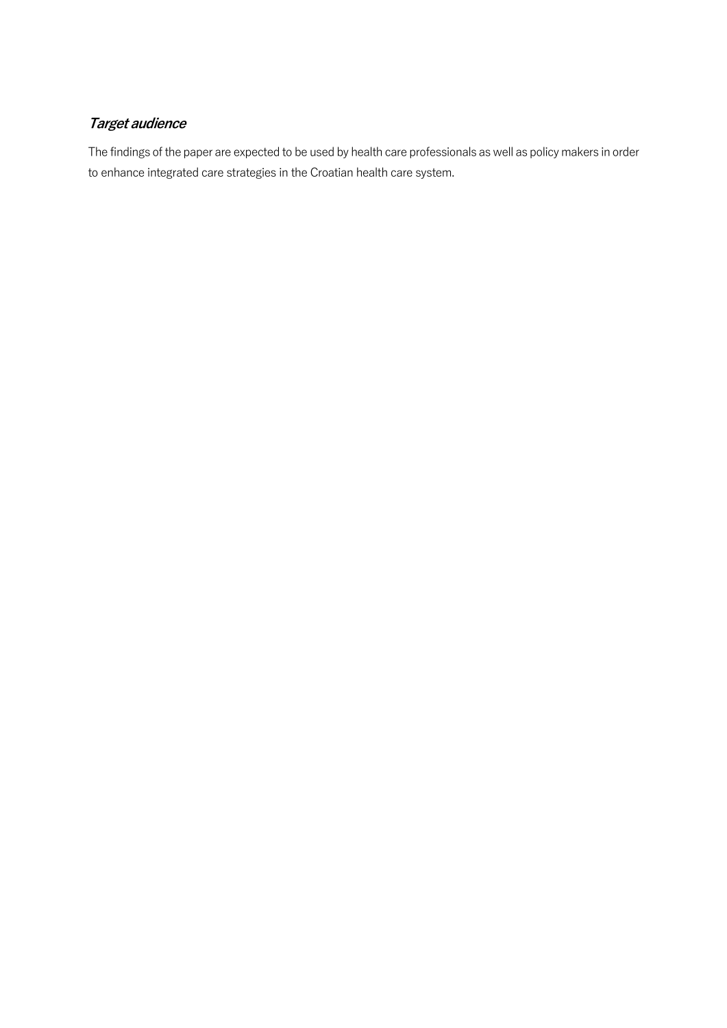### *Target audience*

The findings of the paper are expected to be used by health care professionals as well as policy makers in order to enhance integrated care strategies in the Croatian health care system.